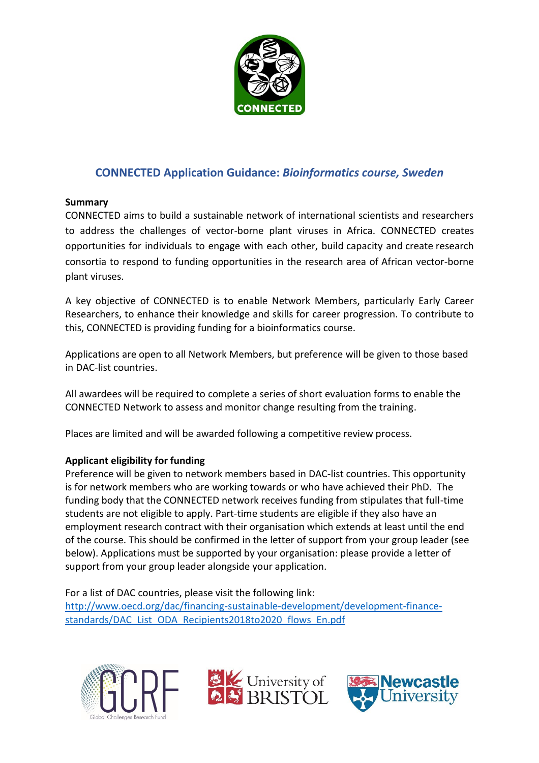# CONNECTED Application Guidance: *Bioinformatics course, Sweden*

**Summary**

CONNECTED aims to build a sustainable network of international scientists and researchers to address the challenges of vector-borne plant viruses in Africa. CONNECTED creates opportunities for individuals to engage with each other, build capacity and create research consortia to respond to funding opportunities in the research area of African vector-borne plant viruses.

A key objective of CONNECTED is to enable Network Members, particularly Early Career Researchers, to enhance their knowledge and skills for career progression. To contribute to this, CONNECTED is providing funding for a bioinformatics course.

Applications are open to all Network Members, but preference will be given to those based in DAC-list countries.

All awardees will be required to complete a series of short evaluation forms to enable the CONNECTED Network to assess and monitor change resulting from the training.

Places are limited and will be awarded following a competitive review process.

**Applicant eligibility for funding**

Preference will be given to network members based in DAC-list countries. This opportunity is for network members who are working towards or who have achieved their PhD. The funding body that the CONNECTED network receives funding from stipulates that full-time students are not eligible to apply. Part-time students are eligible if they also have an employment research contract with their organisation which extends at least until the end of the course. This should be confirmed in the letter of support from your group leader (see below). Applications must be supported by your organisation: please provide a letter of support from your group leader alongside your application.

For a list of DAC countries, please visit the following link:
[http://www.oecd.org/dac/financing-sustainable-development/development-finance-standards/DAC_List_ODA_Recipients2018to2020_flows_En.pdf](http://www.oecd.org/dac/financing-sustainable-development/development-finance-standards/DAC_List_ODA_Recipients2018to2020_flows_En.pdf)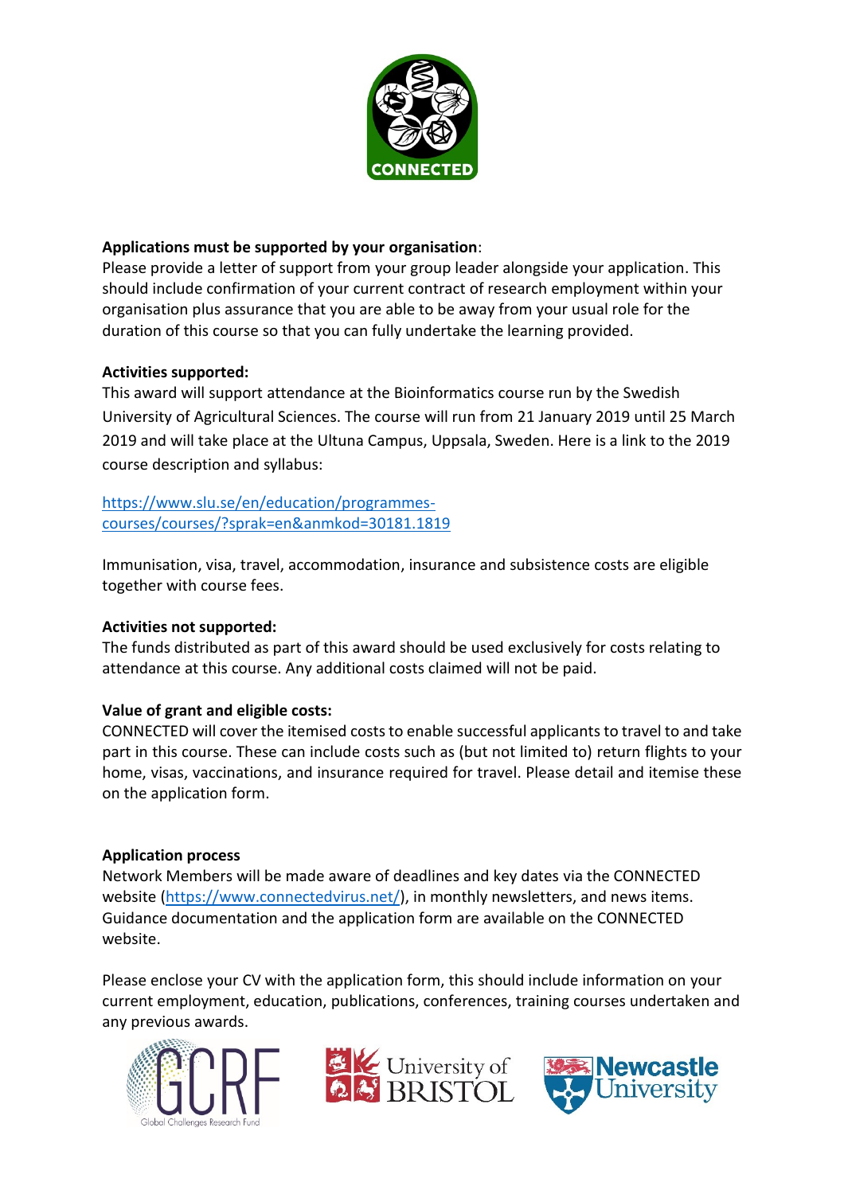**Applications must be supported by your organisation**:
Please provide a letter of support from your group leader alongside your application. This should include confirmation of your current contract of research employment within your organisation plus assurance that you are able to be away from your usual role for the duration of this course so that you can fully undertake the learning provided.

**Activities supported:**
This award will support attendance at the Bioinformatics course run by the Swedish University of Agricultural Sciences. The course will run from 21 January 2019 until 25 March 2019 and will take place at the Ultuna Campus, Uppsala, Sweden. Here is a link to the 2019 course description and syllabus:

[https://www.slu.se/en/education/programmes-courses/courses/?sprak=en&anmkod=30181.1819](https://www.slu.se/en/education/programmes-courses/courses/?sprak=en&anmkod=30181.1819)

Immunisation, visa, travel, accommodation, insurance and subsistence costs are eligible together with course fees.

**Activities not supported:**
The funds distributed as part of this award should be used exclusively for costs relating to attendance at this course. Any additional costs claimed will not be paid.

**Value of grant and eligible costs:**
CONNECTED will cover the itemised costs to enable successful applicants to travel to and take part in this course. These can include costs such as (but not limited to) return flights to your home, visas, vaccinations, and insurance required for travel. Please detail and itemise these on the application form.

**Application process**
Network Members will be made aware of deadlines and key dates via the CONNECTED website ([https://www.connectedvirus.net/](https://www.connectedvirus.net/)), in monthly newsletters, and news items. Guidance documentation and the application form are available on the CONNECTED website.

Please enclose your CV with the application form, this should include information on your current employment, education, publications, conferences, training courses undertaken and any previous awards.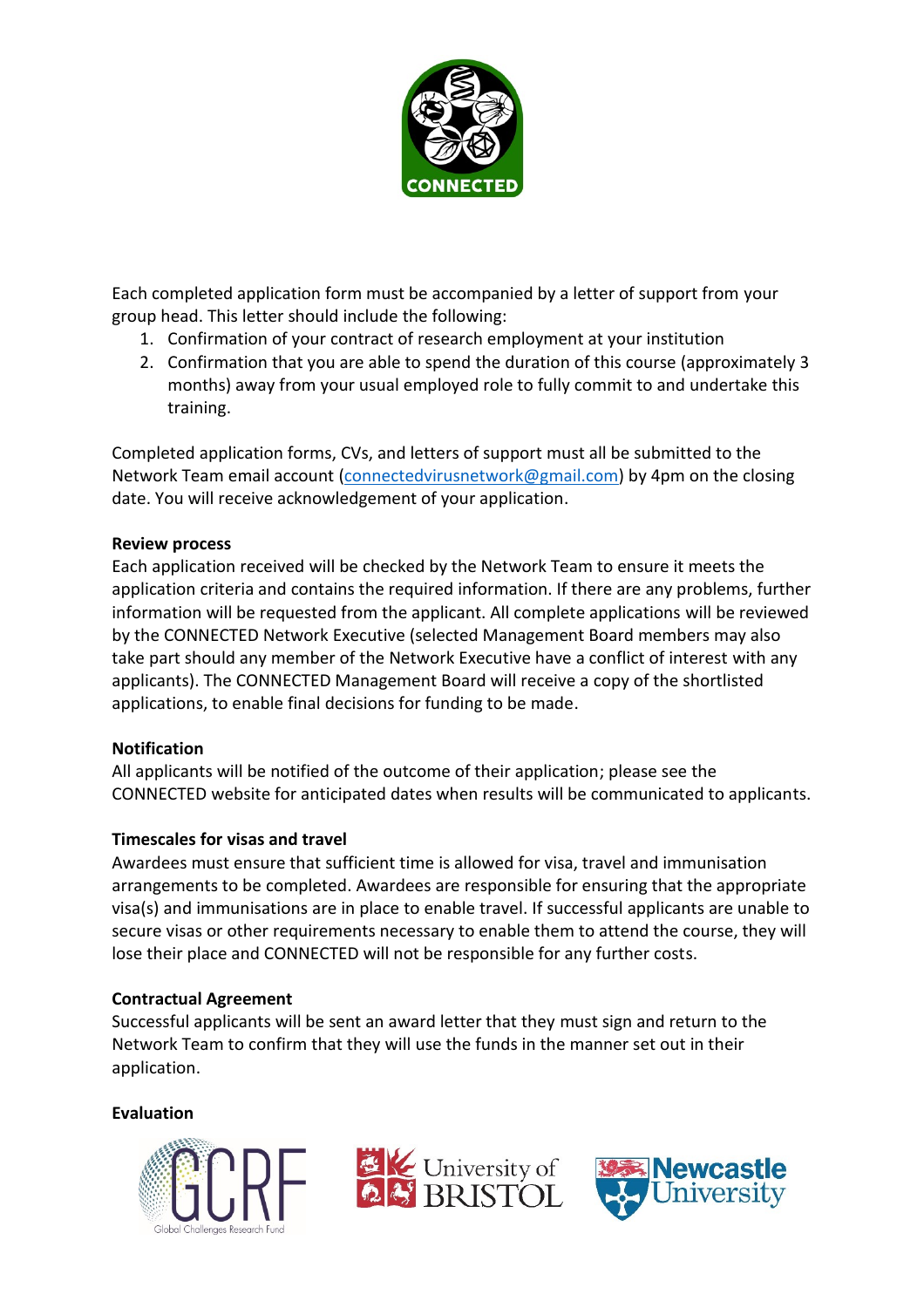Each completed application form must be accompanied by a letter of support from your group head. This letter should include the following:

1. Confirmation of your contract of research employment at your institution
2. Confirmation that you are able to spend the duration of this course (approximately 3 months) away from your usual employed role to fully commit to and undertake this training.

Completed application forms, CVs, and letters of support must all be submitted to the Network Team email account (connectedvirusnetwork@gmail.com) by 4pm on the closing date. You will receive acknowledgement of your application.

**Review process**

Each application received will be checked by the Network Team to ensure it meets the application criteria and contains the required information. If there are any problems, further information will be requested from the applicant. All complete applications will be reviewed by the CONNECTED Network Executive (selected Management Board members may also take part should any member of the Network Executive have a conflict of interest with any applicants). The CONNECTED Management Board will receive a copy of the shortlisted applications, to enable final decisions for funding to be made.

**Notification**

All applicants will be notified of the outcome of their application; please see the CONNECTED website for anticipated dates when results will be communicated to applicants.

**Timescales for visas and travel**

Awardees must ensure that sufficient time is allowed for visa, travel and immunisation arrangements to be completed. Awardees are responsible for ensuring that the appropriate visa(s) and immunisations are in place to enable travel. If successful applicants are unable to secure visas or other requirements necessary to enable them to attend the course, they will lose their place and CONNECTED will not be responsible for any further costs.

**Contractual Agreement**

Successful applicants will be sent an award letter that they must sign and return to the Network Team to confirm that they will use the funds in the manner set out in their application.

**Evaluation**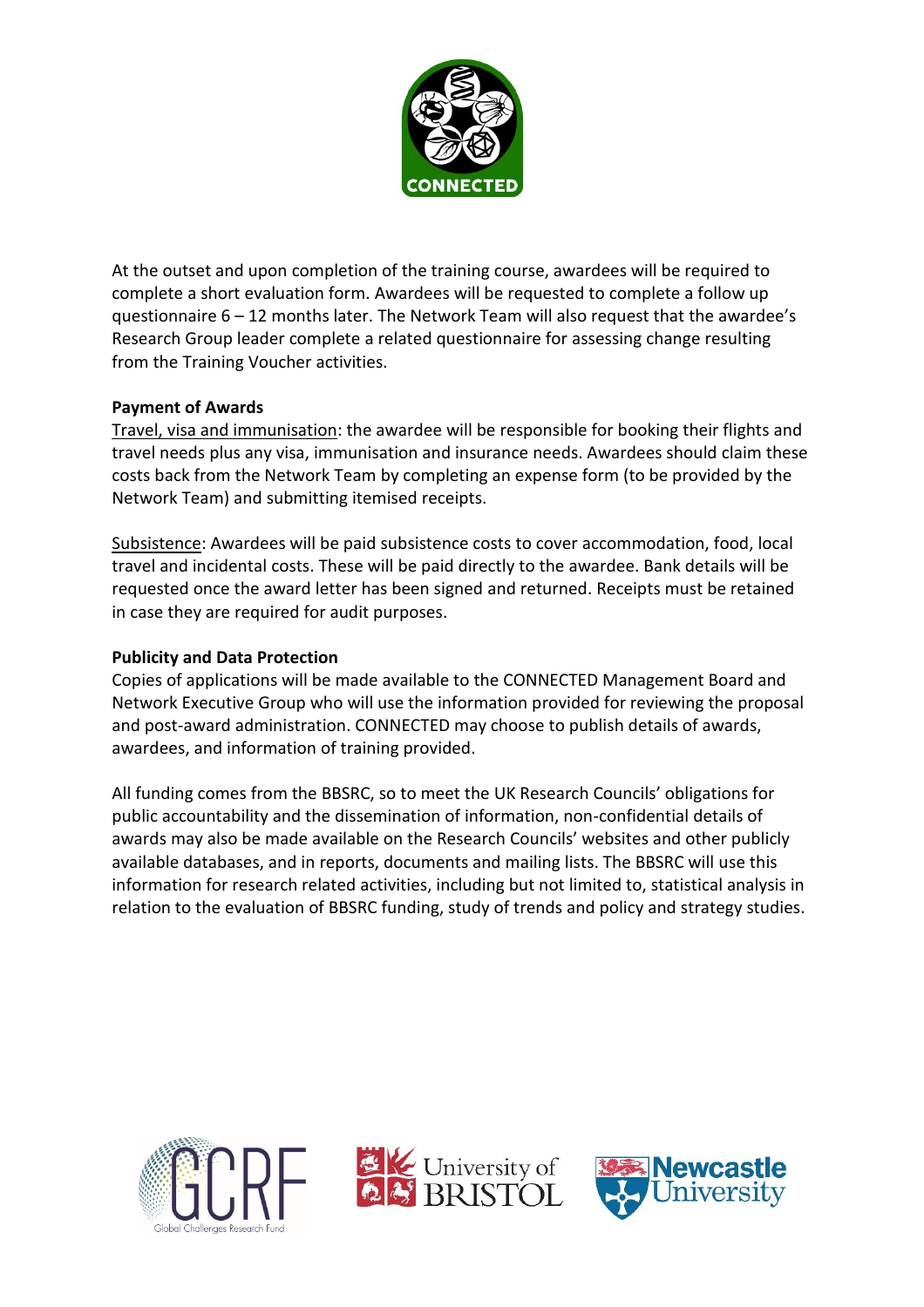At the outset and upon completion of the training course, awardees will be required to complete a short evaluation form. Awardees will be requested to complete a follow up questionnaire 6 – 12 months later. The Network Team will also request that the awardee's Research Group leader complete a related questionnaire for assessing change resulting from the Training Voucher activities.

**Payment of Awards**

Travel, visa and immunisation: the awardee will be responsible for booking their flights and travel needs plus any visa, immunisation and insurance needs. Awardees should claim these costs back from the Network Team by completing an expense form (to be provided by the Network Team) and submitting itemised receipts.

Subsistence: Awardees will be paid subsistence costs to cover accommodation, food, local travel and incidental costs. These will be paid directly to the awardee. Bank details will be requested once the award letter has been signed and returned. Receipts must be retained in case they are required for audit purposes.

**Publicity and Data Protection**

Copies of applications will be made available to the CONNECTED Management Board and Network Executive Group who will use the information provided for reviewing the proposal and post-award administration. CONNECTED may choose to publish details of awards, awardees, and information of training provided.

All funding comes from the BBSRC, so to meet the UK Research Councils' obligations for public accountability and the dissemination of information, non-confidential details of awards may also be made available on the Research Councils' websites and other publicly available databases, and in reports, documents and mailing lists. The BBSRC will use this information for research related activities, including but not limited to, statistical analysis in relation to the evaluation of BBSRC funding, study of trends and policy and strategy studies.